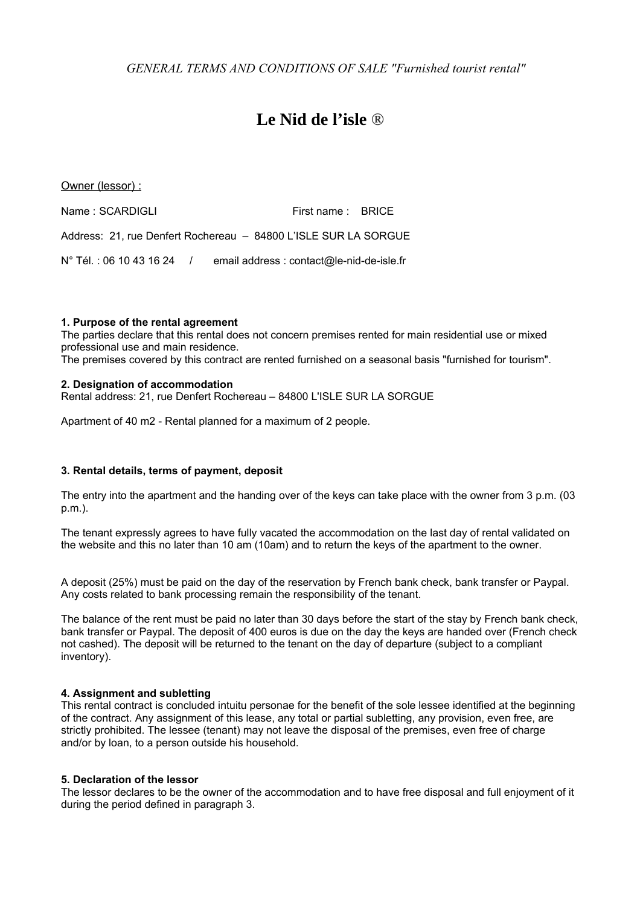*GENERAL TERMS AND CONDITIONS OF SALE "Furnished tourist rental"*

# Le Nid de l'isle ®

Owner (lessor) :

Name : SCARDIGLI First name : BRICE

Address: 21, rue Denfert Rochereau – 84800 L'ISLE SUR LA SORGUE

N° Tél. : 06 10 43 16 24 / email address : contact@le-nid-de-isle.fr

**1. Purpose of the rental agreement**

The parties declare that this rental does not concern premises rented for main residential use or mixed professional use and main residence.

The premises covered by this contract are rented furnished on a seasonal basis "furnished for tourism".

**2. Designation of accommodation**

Rental address: 21, rue Denfert Rochereau – 84800 L'ISLE SUR LA SORGUE

Apartment of 40 m2 - Rental planned for a maximum of 2 people.

**3. Rental details, terms of payment, deposit**

The entry into the apartment and the handing over of the keys can take place with the owner from 3 p.m. (03 p.m.).

The tenant expressly agrees to have fully vacated the accommodation on the last day of rental validated on the website and this no later than 10 am (10am) and to return the keys of the apartment to the owner.

A deposit (25%) must be paid on the day of the reservation by French bank check, bank transfer or Paypal. Any costs related to bank processing remain the responsibility of the tenant.

The balance of the rent must be paid no later than 30 days before the start of the stay by French bank check, bank transfer or Paypal. The deposit of 400 euros is due on the day the keys are handed over (French check not cashed). The deposit will be returned to the tenant on the day of departure (subject to a compliant inventory).

**4. Assignment and subletting**

This rental contract is concluded intuitu personae for the benefit of the sole lessee identified at the beginning of the contract. Any assignment of this lease, any total or partial subletting, any provision, even free, are strictly prohibited. The lessee (tenant) may not leave the disposal of the premises, even free of charge and/or by loan, to a person outside his household.

**5. Declaration of the lessor**

The lessor declares to be the owner of the accommodation and to have free disposal and full enjoyment of it during the period defined in paragraph 3.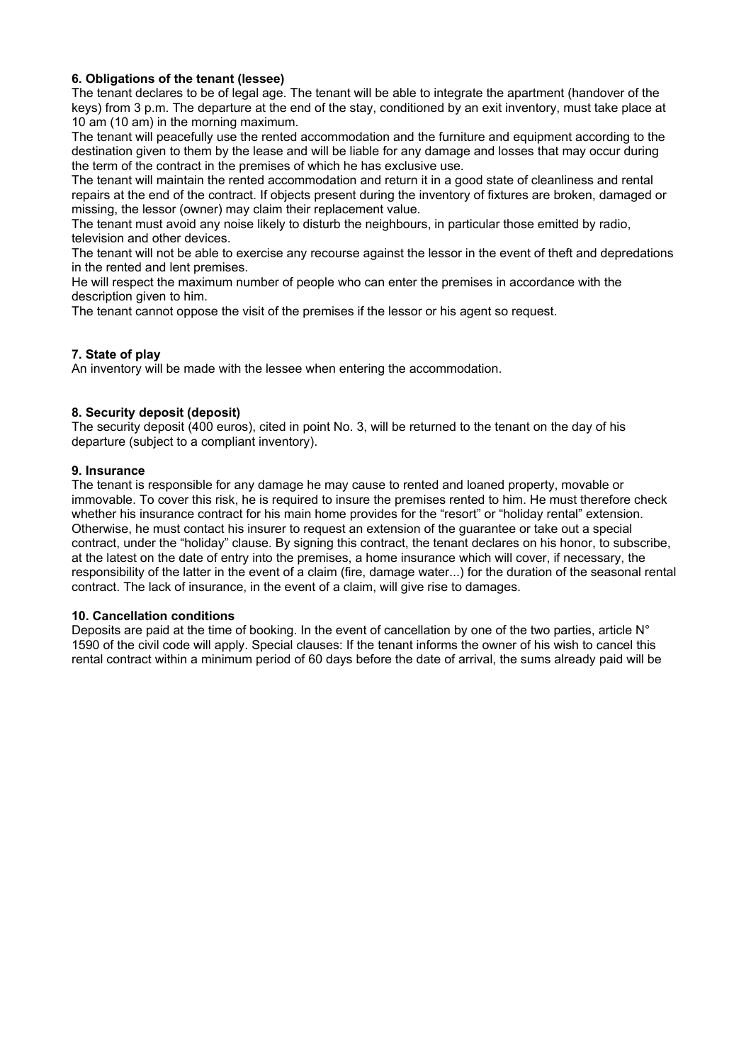**6. Obligations of the tenant (lessee)**

The tenant declares to be of legal age. The tenant will be able to integrate the apartment (handover of the keys) from 3 p.m. The departure at the end of the stay, conditioned by an exit inventory, must take place at 10 am (10 am) in the morning maximum.

The tenant will peacefully use the rented accommodation and the furniture and equipment according to the destination given to them by the lease and will be liable for any damage and losses that may occur during the term of the contract in the premises of which he has exclusive use.

The tenant will maintain the rented accommodation and return it in a good state of cleanliness and rental repairs at the end of the contract. If objects present during the inventory of fixtures are broken, damaged or missing, the lessor (owner) may claim their replacement value.

The tenant must avoid any noise likely to disturb the neighbours, in particular those emitted by radio, television and other devices.

The tenant will not be able to exercise any recourse against the lessor in the event of theft and depredations in the rented and lent premises.

He will respect the maximum number of people who can enter the premises in accordance with the description given to him.

The tenant cannot oppose the visit of the premises if the lessor or his agent so request.

**7. State of play**

An inventory will be made with the lessee when entering the accommodation.

**8. Security deposit (deposit)**

The security deposit (400 euros), cited in point No. 3, will be returned to the tenant on the day of his departure (subject to a compliant inventory).

**9. Insurance**

The tenant is responsible for any damage he may cause to rented and loaned property, movable or immovable. To cover this risk, he is required to insure the premises rented to him. He must therefore check whether his insurance contract for his main home provides for the "resort" or "holiday rental" extension. Otherwise, he must contact his insurer to request an extension of the guarantee or take out a special contract, under the "holiday" clause. By signing this contract, the tenant declares on his honor, to subscribe, at the latest on the date of entry into the premises, a home insurance which will cover, if necessary, the responsibility of the latter in the event of a claim (fire, damage water...) for the duration of the seasonal rental contract. The lack of insurance, in the event of a claim, will give rise to damages.

**10. Cancellation conditions**

Deposits are paid at the time of booking. In the event of cancellation by one of the two parties, article N° 1590 of the civil code will apply. Special clauses: If the tenant informs the owner of his wish to cancel this rental contract within a minimum period of 60 days before the date of arrival, the sums already paid will be